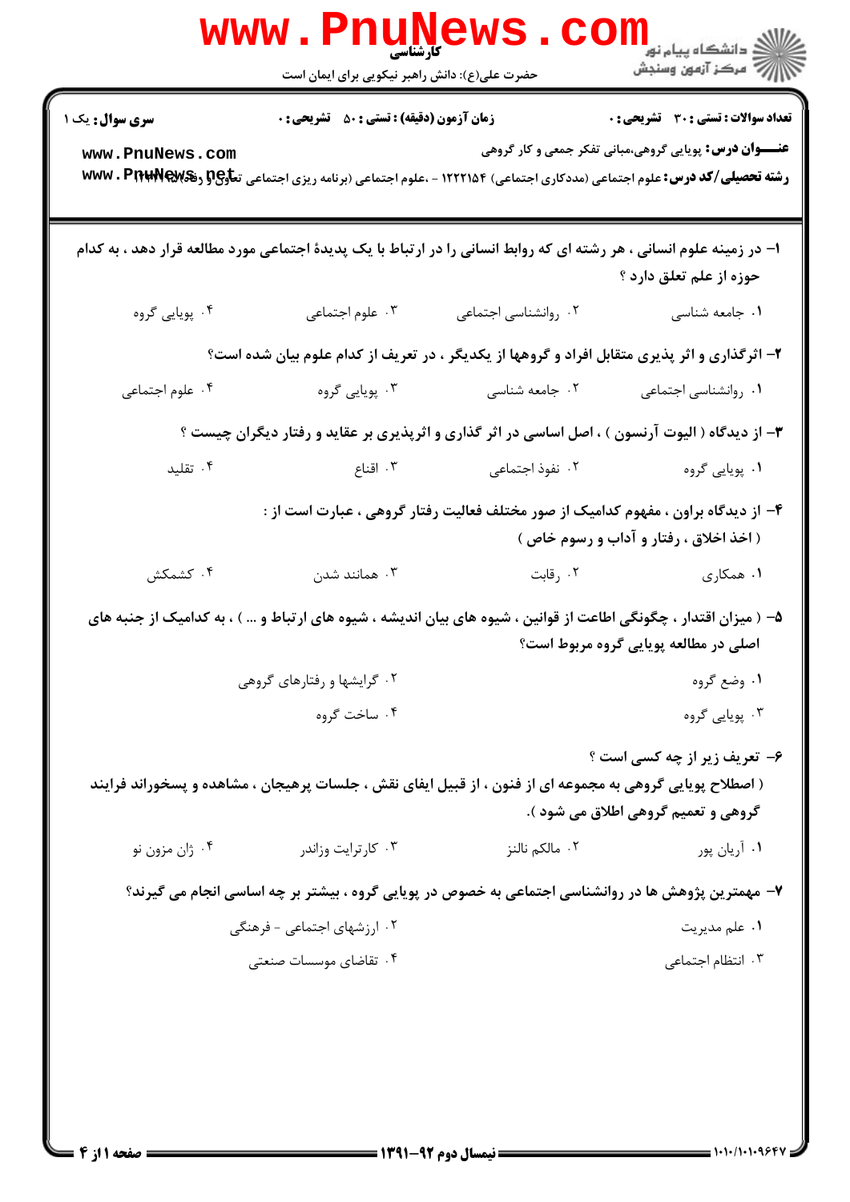**کارشناسی**

حضرت علی(ع): دانش راهبر نیکویی برای ایمان است

دانشگاه پیام نور
مرکز آزمون وسنجش

**تعداد سوالات : تستی : ۳۰ تشریحی : ۰** | **زمان آزمون (دقیقه) : تستی : ۵۰ تشریحی : ۰** | **سری سوال :** یک ۱

**عنـــوان درس:** پویایی گروهی،مبانی تفکر جمعی و کار گروهی

**رشته تحصیلی/کد درس:** علوم اجتماعی (مددکاری اجتماعی) ۱۲۲۲۱۵۴ - ،علوم اجتماعی (برنامه ریزی اجتماعی تعاون و رفاه) ۱۲۲۲۱۱۷

**۱- در زمینه علوم انسانی ، هر رشته ای که روابط انسانی را در ارتباط با یک پدیدهٔ اجتماعی مورد مطالعه قرار دهد ، به کدام حوزه از علم تعلق دارد ؟**

۱. جامعه شناسی
۲. روانشناسی اجتماعی
۳. علوم اجتماعی
۴. پویایی گروه

**۲- اثرگذاری و اثر پذیری متقابل افراد و گروهها از یکدیگر ، در تعریف از کدام علوم بیان شده است؟**

۱. روانشناسی اجتماعی
۲. جامعه شناسی
۳. پویایی گروه
۴. علوم اجتماعی

**۳- از دیدگاه ( الیوت آرنسون ) ، اصل اساسی در اثر گذاری و اثرپذیری بر عقاید و رفتار دیگران چیست ؟**

۱. پویایی گروه
۲. نفوذ اجتماعی
۳. اقناع
۴. تقلید

**۴- از دیدگاه براون ، مفهوم کدامیک از صور مختلف فعالیت رفتار گروهی ، عبارت است از :**
**( اخذ اخلاق ، رفتار و آداب و رسوم خاص )**

۱. همکاری
۲. رقابت
۳. همانند شدن
۴. کشمکش

**۵- ( میزان اقتدار ، چگونگی اطاعت از قوانین ، شیوه های بیان اندیشه ، شیوه های ارتباط و ... ) ، به کدامیک از جنبه های اصلی در مطالعه پویایی گروه مربوط است؟**

۱. وضع گروه
۲. گرایشها و رفتارهای گروهی
۳. پویایی گروه
۴. ساخت گروه

**۶- تعریف زیر از چه کسی است ؟**
**( اصطلاح پویایی گروهی به مجموعه ای از فنون ، از قبیل ایفای نقش ، جلسات پرهیجان ، مشاهده و پسخوراند فرایند گروهی و تعمیم گروهی اطلاق می شود ).**

۱. آریان پور
۲. مالکم نالنز
۳. کارترایت وزاندر
۴. ژان مزون نو

**۷- مهمترین پژوهش ها در روانشناسی اجتماعی به خصوص در پویایی گروه ، بیشتر بر چه اساسی انجام می گیرند؟**

۱. علم مدیریت
۲. ارزشهای اجتماعی - فرهنگی
۳. انتظام اجتماعی
۴. تقاضای موسسات صنعتی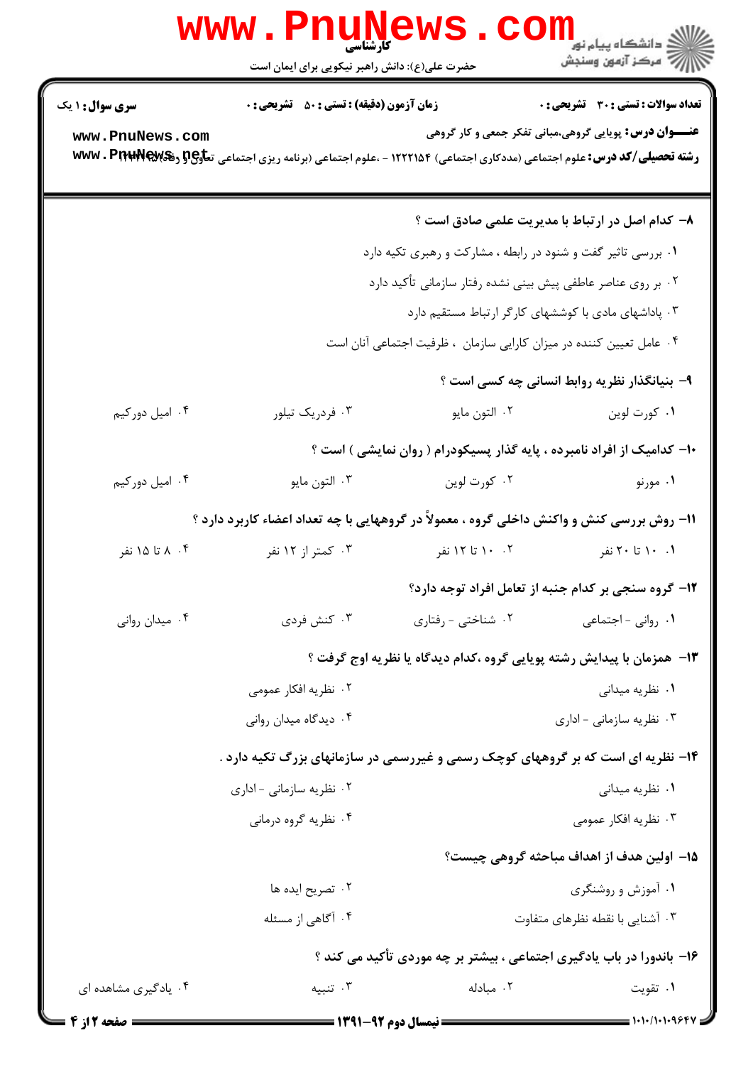**سری سوال:** ۱ یک | **زمان آزمون (دقیقه) : تستی :** ۵۰ **تشریحی :** ۰ | **تعداد سوالات : تستی :** ۳۰ **تشریحی :** ۰

**عنـــوان درس:** پویایی گروهی،مبانی تفکر جمعی و کار گروهی

**رشته تحصیلی/کد درس:** علوم اجتماعی (مددکاری اجتماعی) ۱۲۲۲۱۵۴ - ،علوم اجتماعی (برنامه ریزی اجتماعی تعاون و رفاه)

۸- کدام اصل در ارتباط با مدیریت علمی صادق است ؟

۱. بررسی تاثیر گفت و شنود در رابطه ، مشارکت و رهبری تکیه دارد

۲. بر روی عناصر عاطفی پیش بینی نشده رفتار سازمانی تأکید دارد

۳. پاداشهای مادی با کوششهای کارگر ارتباط مستقیم دارد

۴. عامل تعیین کننده در میزان کارایی سازمان ، ظرفیت اجتماعی آنان است

۹- بنیانگذار نظریه روابط انسانی چه کسی است ؟

۱. کورت لوین ۲. التون مایو ۳. فدریک تیلور ۴. امیل دورکیم

۱۰- کدامیک از افراد نامبرده ، پایه گذار پسیکودرام ( روان نمایشی ) است ؟

۱. مورنو ۲. کورت لوین ۳. التون مایو ۴. امیل دورکیم

۱۱- روش بررسی کنش و واکنش داخلی گروه ، معمولاً در گروههایی با چه تعداد اعضاء کاربرد دارد ؟

۱. ۱۰ تا ۲۰ نفر ۲. ۱۰ تا ۱۲ نفر ۳. کمتر از ۱۲ نفر ۴. ۸ تا ۱۵ نفر

۱۲- گروه سنجی بر کدام جنبه از تعامل افراد توجه دارد؟

۱. روانی - اجتماعی ۲. شناختی - رفتاری ۳. کنش فردی ۴. میدان روانی

۱۳- همزمان با پیدایش رشته پویایی گروه ،کدام دیدگاه یا نظریه اوج گرفت ؟

۱. نظریه میدانی

۲. نظریه افکار عمومی

۳. نظریه سازمانی - اداری

۴. دیدگاه میدان روانی

۱۴- نظریه ای است که بر گروههای کوچک رسمی و غیررسمی در سازمانهای بزرگ تکیه دارد .

۱. نظریه میدانی

۲. نظریه سازمانی - اداری

۳. نظریه افکار عمومی

۴. نظریه گروه درمانی

۱۵- اولین هدف از اهداف مباحثه گروهی چیست؟

۱. آموزش و روشنگری

۲. تصریح ایده ها

۳. آشنایی با نقطه نظرهای متفاوت

۴. آگاهی از مسئله

۱۶- باندورا در باب یادگیری اجتماعی ، بیشتر بر چه موردی تأکید می کند ؟

۱. تقویت ۲. مبادله ۳. تنبیه ۴. یادگیری مشاهده ای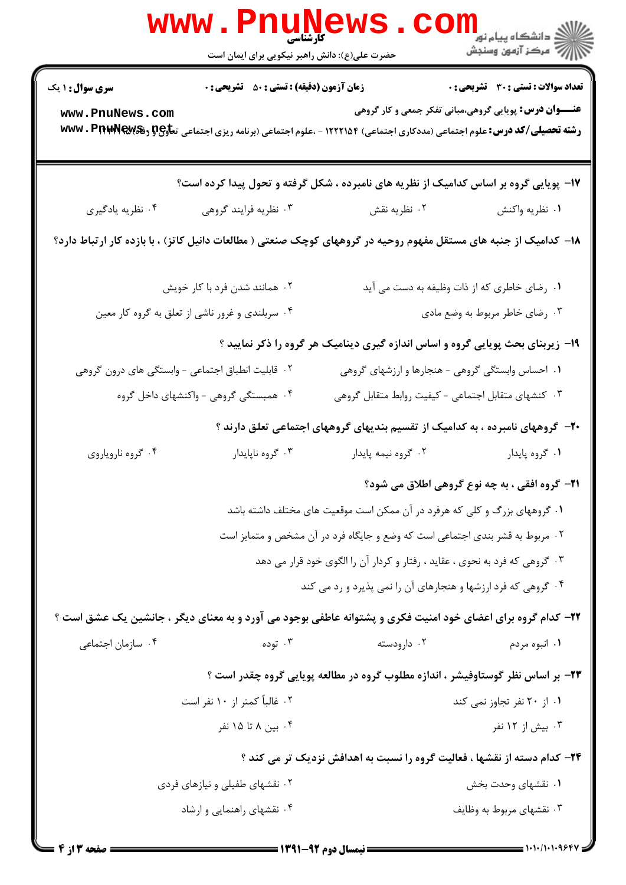**سری سوال:** ۱ یک

**زمان آزمون (دقیقه) : تستی :** ۵۰ **تشریحی :** ۰

**تعداد سوالات : تستی :** ۳۰ **تشریحی :** ۰

**عنـــوان درس:** پویایی گروهی،مبانی تفکر جمعی و کار گروهی

**رشته تحصیلی/کد درس:** علوم اجتماعی (مددکاری اجتماعی) ۱۲۲۲۱۵۴ - ،علوم اجتماعی (برنامه ریزی اجتماعی تعاون و رفاه) ۱۲۲۲۱۷۰

۱۷- پویایی گروه بر اساس کدامیک از نظریه های نامبرده ، شکل گرفته و تحول پیدا کرده است؟

۱. نظریه واکنش
۲. نظریه نقش
۳. نظریه فرایند گروهی
۴. نظریه یادگیری

۱۸- کدامیک از جنبه های مستقل مفهوم روحیه در گروههای کوچک صنعتی ( مطالعات دانیل کاتز) ، با بازده کار ارتباط دارد؟

۱. رضای خاطری که از ذات وظیفه به دست می آید
۲. همانند شدن فرد با کار خویش
۳. رضای خاطر مربوط به وضع مادی
۴. سربلندی و غرور ناشی از تعلق به گروه کار معین

۱۹- زیربنای بحث پویایی گروه و اساس اندازه گیری دینامیک هر گروه را ذکر نمایید ؟

۱. احساس وابستگی گروهی - هنجارها و ارزشهای گروهی
۲. قابلیت انطباق اجتماعی - وابستگی های درون گروهی
۳. کنشهای متقابل اجتماعی - کیفیت روابط متقابل گروهی
۴. همبستگی گروهی - واکنشهای داخل گروه

۲۰- گروههای نامبرده ، به کدامیک از تقسیم بندیهای گروههای اجتماعی تعلق دارند ؟

۱. گروه پایدار
۲. گروه نیمه پایدار
۳. گروه ناپایدار
۴. گروه ناروپاروی

۲۱- گروه افقی ، به چه نوع گروهی اطلاق می شود؟

۱. گروههای بزرگ و کلی که هرفرد در آن ممکن است موقعیت های مختلف داشته باشد
۲. مربوط به قشر بندی اجتماعی است که وضع و جایگاه فرد در آن مشخص و متمایز است
۳. گروهی که فرد به نحوی ، عقاید ، رفتار و کردار آن را الگوی خود قرار می دهد
۴. گروهی که فرد ارزشها و هنجارهای آن را نمی پذیرد و رد می کند

۲۲- کدام گروه برای اعضای خود امنیت فکری و پشتوانه عاطفی بوجود می آورد و به معنای دیگر ، جانشین یک عشق است ؟

۱. انبوه مردم
۲. دارودسته
۳. توده
۴. سازمان اجتماعی

۲۳- بر اساس نظر گوستاوفیشر ، اندازه مطلوب گروه در مطالعه پویایی گروه چقدر است ؟

۱. از ۲۰ نفر تجاوز نمی کند
۲. غالباً کمتر از ۱۰ نفر است
۳. بیش از ۱۲ نفر
۴. بین ۸ تا ۱۵ نفر

۲۴- کدام دسته از نقشها ، فعالیت گروه را نسبت به اهدافش نزدیک تر می کند ؟

۱. نقشهای وحدت بخش
۲. نقشهای طفیلی و نیازهای فردی
۳. نقشهای مربوط به وظایف
۴. نقشهای راهنمایی و ارشاد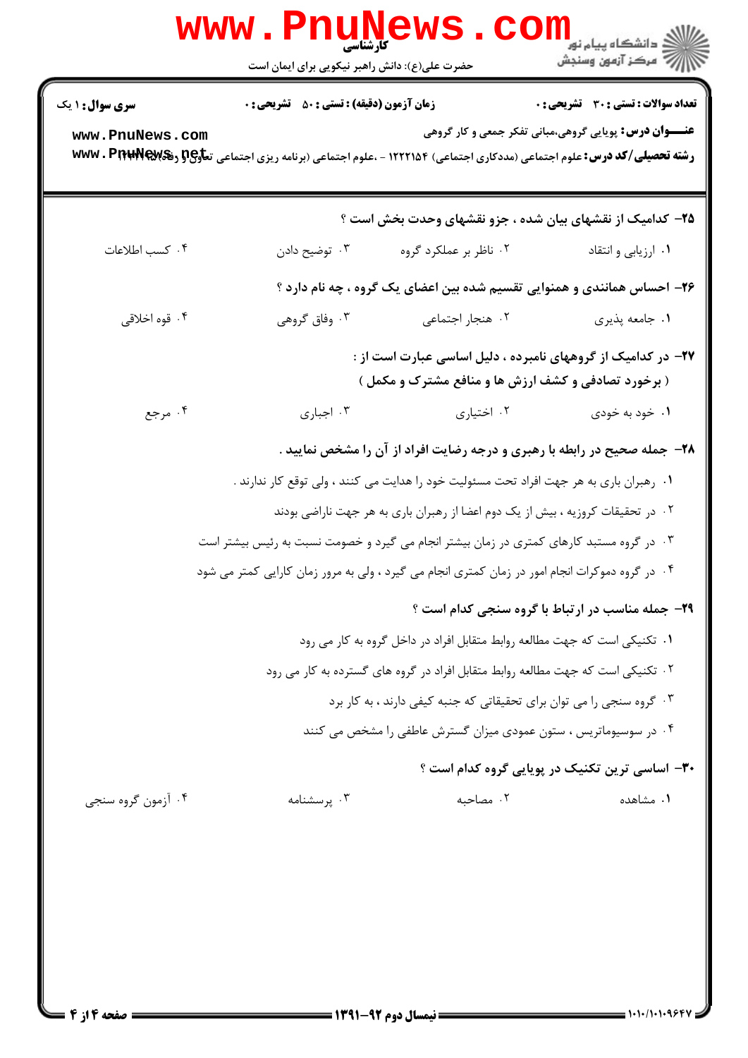**سری سوال:** ۱ یک

**زمان آزمون (دقیقه) : تستی :** ۵۰ **تشریحی :** ۰

**تعداد سوالات : تستی :** ۳۰ **تشریحی :** ۰

**عنـــوان درس:** پویایی گروهی،مبانی تفکر جمعی و کار گروهی

**رشته تحصیلی/کد درس:** علوم اجتماعی (مددکاری اجتماعی) ۱۲۲۲۱۵۴ - ،علوم اجتماعی (برنامه ریزی اجتماعی تعاون و رفاه)

۲۵- کدامیک از نقشهای بیان شده ، جزو نقشهای وحدت بخش است ؟

۱. ارزیابی و انتقاد
۲. ناظر بر عملکرد گروه
۳. توضیح دادن
۴. کسب اطلاعات

۲۶- احساس همانندی و همنوایی تقسیم شده بین اعضای یک گروه ، چه نام دارد ؟

۱. جامعه پذیری
۲. هنجار اجتماعی
۳. وفاق گروهی
۴. قوه اخلاقی

۲۷- در کدامیک از گروههای نامبرده ، دلیل اساسی عبارت است از :
( برخورد تصادفی و کشف ارزش ها و منافع مشترک و مکمل )

۱. خود به خودی
۲. اختیاری
۳. اجباری
۴. مرجع

۲۸- جمله صحیح در رابطه با رهبری و درجه رضایت افراد از آن را مشخص نمایید .

۱. رهبران باری به هر جهت افراد تحت مسئولیت خود را هدایت می کنند ، ولی توقع کار ندارند .
۲. در تحقیقات کروزیه ، بیش از یک دوم اعضا از رهبران باری به هر جهت ناراضی بودند
۳. در گروه مستبد کارهای کمتری در زمان بیشتر انجام می گیرد و خصومت نسبت به رئیس بیشتر است
۴. در گروه دموکرات انجام امور در زمان کمتری انجام می گیرد ، ولی به مرور زمان کارایی کمتر می شود

۲۹- جمله مناسب در ارتباط با گروه سنجی کدام است ؟

۱. تکنیکی است که جهت مطالعه روابط متقابل افراد در داخل گروه به کار می رود
۲. تکنیکی است که جهت مطالعه روابط متقابل افراد در گروه های گسترده به کار می رود
۳. گروه سنجی را می توان برای تحقیقاتی که جنبه کیفی دارند ، به کار برد
۴. در سوسیوماتریس ، ستون عمودی میزان گسترش عاطفی را مشخص می کنند

۳۰- اساسی ترین تکنیک در پویایی گروه کدام است ؟

۱. مشاهده
۲. مصاحبه
۳. پرسشنامه
۴. آزمون گروه سنجی